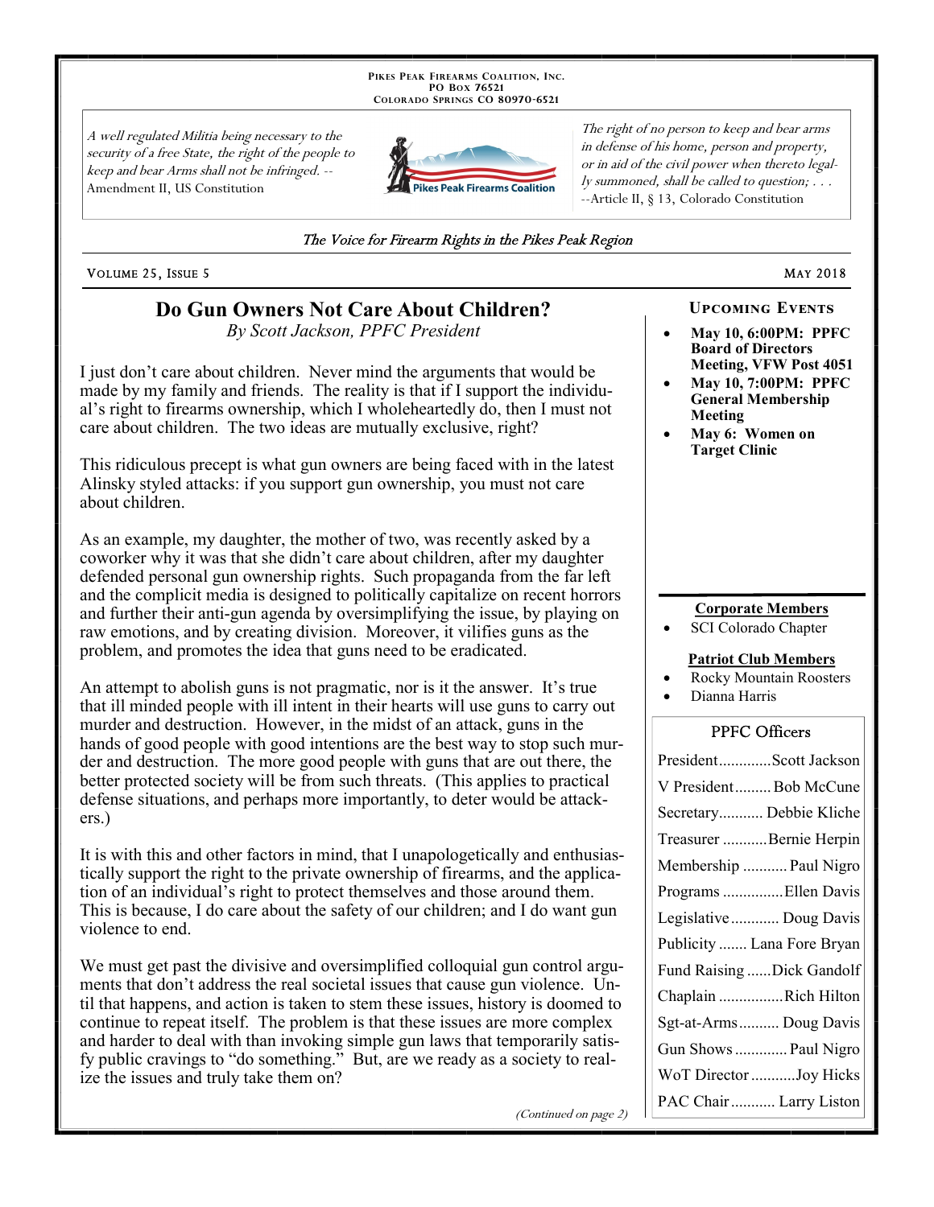PIKES PEAK FIREARMS COALITION, INC.
PO BOX 76521
COLORADO SPRINGS CO 80970-6521

*A well regulated Militia being necessary to the security of a free State, the right of the people to keep and bear Arms shall not be infringed.* -- Amendment II, US Constitution

*The right of no person to keep and bear arms in defense of his home, person and property, or in aid of the civil power when thereto legally summoned, shall be called to question; . . .* --Article II, § 13, Colorado Constitution

*The Voice for Firearm Rights in the Pikes Peak Region*

VOLUME 25, ISSUE 5 — MAY 2018

# Do Gun Owners Not Care About Children?

*By Scott Jackson, PPFC President*

I just don't care about children. Never mind the arguments that would be made by my family and friends. The reality is that if I support the individual's right to firearms ownership, which I wholeheartedly do, then I must not care about children. The two ideas are mutually exclusive, right?

This ridiculous precept is what gun owners are being faced with in the latest Alinsky styled attacks: if you support gun ownership, you must not care about children.

As an example, my daughter, the mother of two, was recently asked by a coworker why it was that she didn't care about children, after my daughter defended personal gun ownership rights. Such propaganda from the far left and the complicit media is designed to politically capitalize on recent horrors and further their anti-gun agenda by oversimplifying the issue, by playing on raw emotions, and by creating division. Moreover, it vilifies guns as the problem, and promotes the idea that guns need to be eradicated.

An attempt to abolish guns is not pragmatic, nor is it the answer. It's true that ill minded people with ill intent in their hearts will use guns to carry out murder and destruction. However, in the midst of an attack, guns in the hands of good people with good intentions are the best way to stop such murder and destruction. The more good people with guns that are out there, the better protected society will be from such threats. (This applies to practical defense situations, and perhaps more importantly, to deter would be attackers.)

It is with this and other factors in mind, that I unapologetically and enthusiastically support the right to the private ownership of firearms, and the application of an individual's right to protect themselves and those around them. This is because, I do care about the safety of our children; and I do want gun violence to end.

We must get past the divisive and oversimplified colloquial gun control arguments that don't address the real societal issues that cause gun violence. Until that happens, and action is taken to stem these issues, history is doomed to continue to repeat itself. The problem is that these issues are more complex and harder to deal with than invoking simple gun laws that temporarily satisfy public cravings to "do something." But, are we ready as a society to realize the issues and truly take them on?

*(Continued on page 2)*

## UPCOMING EVENTS

- **May 10, 6:00PM: PPFC Board of Directors Meeting, VFW Post 4051**
- **May 10, 7:00PM: PPFC General Membership Meeting**
- **May 6: Women on Target Clinic**

**Corporate Members**

- SCI Colorado Chapter

**Patriot Club Members**

- Rocky Mountain Roosters
- Dianna Harris

## PPFC Officers

| Position | Name |
|---|---|
| President | Scott Jackson |
| V President | Bob McCune |
| Secretary | Debbie Kliche |
| Treasurer | Bernie Herpin |
| Membership | Paul Nigro |
| Programs | Ellen Davis |
| Legislative | Doug Davis |
| Publicity | Lana Fore Bryan |
| Fund Raising | Dick Gandolf |
| Chaplain | Rich Hilton |
| Sgt-at-Arms | Doug Davis |
| Gun Shows | Paul Nigro |
| WoT Director | Joy Hicks |
| PAC Chair | Larry Liston |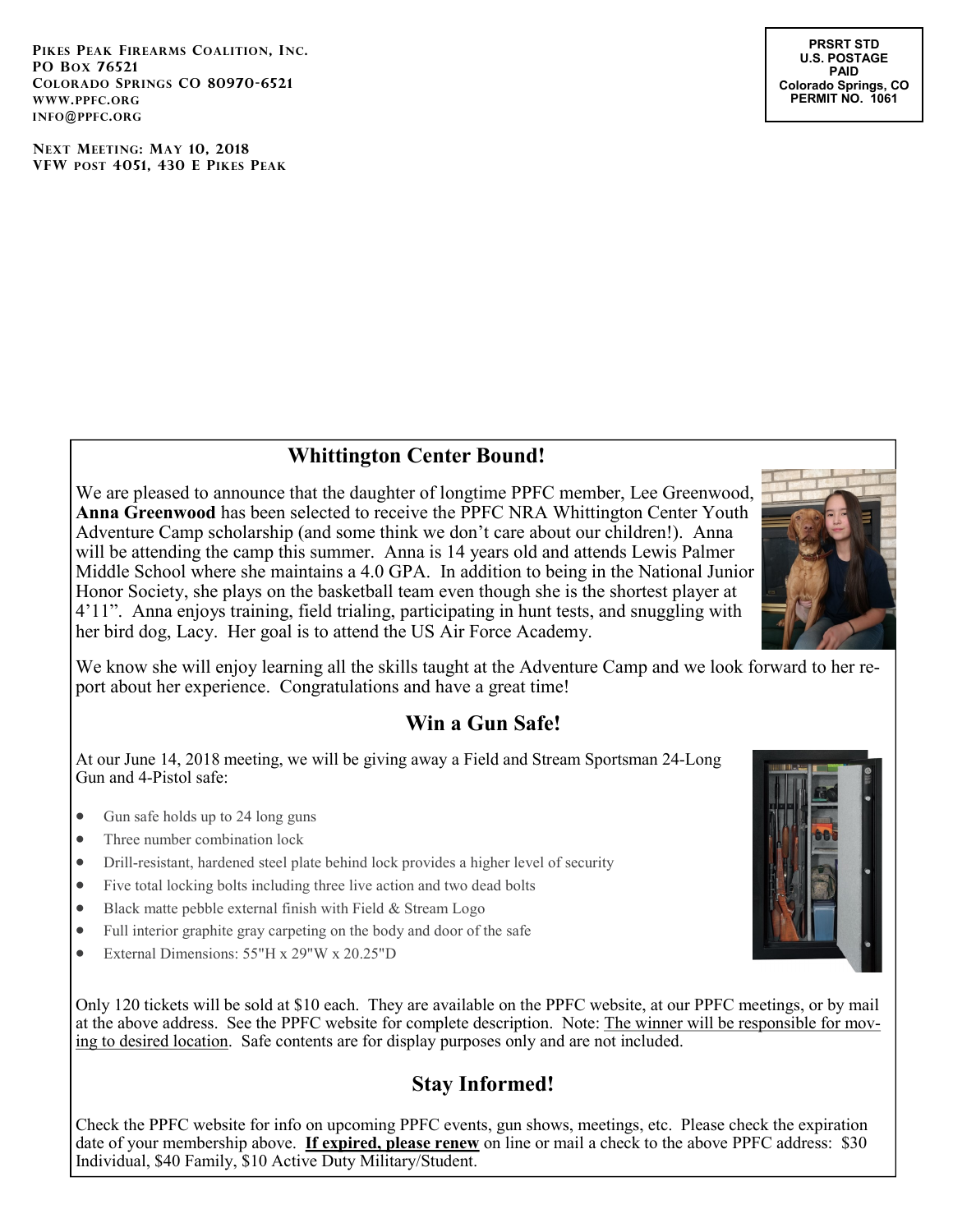PIKES PEAK FIREARMS COALITION, INC.
PO BOX 76521
COLORADO SPRINGS CO 80970-6521
WWW.PPFC.ORG
INFO@PPFC.ORG

PRSRT STD
U.S. POSTAGE
PAID
Colorado Springs, CO
PERMIT NO. 1061

NEXT MEETING: MAY 10, 2018
VFW POST 4051, 430 E PIKES PEAK

## Whittington Center Bound!

We are pleased to announce that the daughter of longtime PPFC member, Lee Greenwood, **Anna Greenwood** has been selected to receive the PPFC NRA Whittington Center Youth Adventure Camp scholarship (and some think we don't care about our children!). Anna will be attending the camp this summer. Anna is 14 years old and attends Lewis Palmer Middle School where she maintains a 4.0 GPA. In addition to being in the National Junior Honor Society, she plays on the basketball team even though she is the shortest player at 4'11". Anna enjoys training, field trialing, participating in hunt tests, and snuggling with her bird dog, Lacy. Her goal is to attend the US Air Force Academy.

We know she will enjoy learning all the skills taught at the Adventure Camp and we look forward to her report about her experience. Congratulations and have a great time!

## Win a Gun Safe!

At our June 14, 2018 meeting, we will be giving away a Field and Stream Sportsman 24-Long Gun and 4-Pistol safe:

- Gun safe holds up to 24 long guns
- Three number combination lock
- Drill-resistant, hardened steel plate behind lock provides a higher level of security
- Five total locking bolts including three live action and two dead bolts
- Black matte pebble external finish with Field & Stream Logo
- Full interior graphite gray carpeting on the body and door of the safe
- External Dimensions: 55"H x 29"W x 20.25"D

Only 120 tickets will be sold at $10 each. They are available on the PPFC website, at our PPFC meetings, or by mail at the above address. See the PPFC website for complete description. Note: The winner will be responsible for moving to desired location. Safe contents are for display purposes only and are not included.

## Stay Informed!

Check the PPFC website for info on upcoming PPFC events, gun shows, meetings, etc. Please check the expiration date of your membership above. **If expired, please renew** on line or mail a check to the above PPFC address: $30 Individual, $40 Family, $10 Active Duty Military/Student.